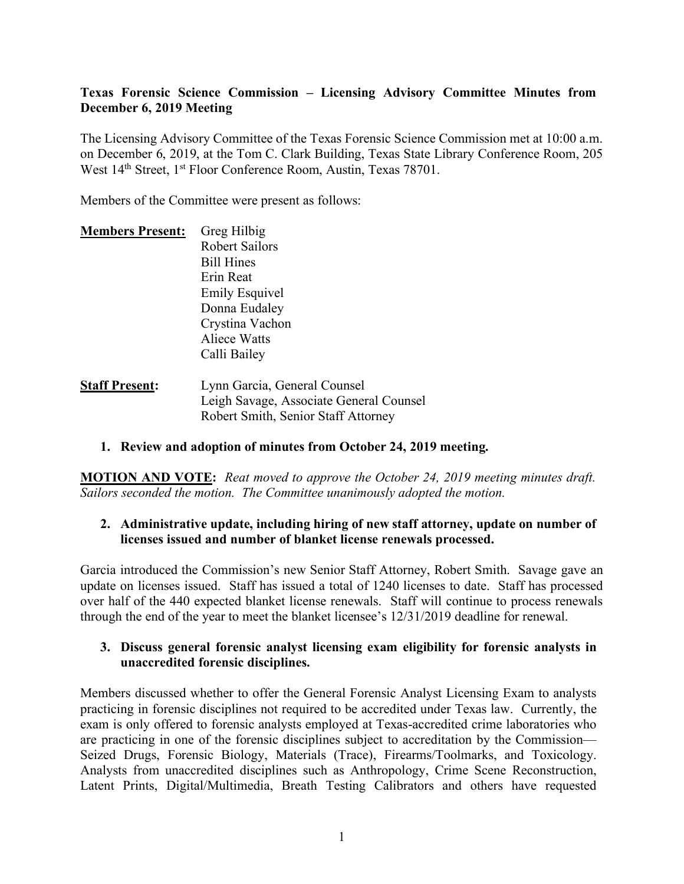**Texas Forensic Science Commission – Licensing Advisory Committee Minutes from December 6, 2019 Meeting**

The Licensing Advisory Committee of the Texas Forensic Science Commission met at 10:00 a.m. on December 6, 2019, at the Tom C. Clark Building, Texas State Library Conference Room, 205 West 14th Street, 1st Floor Conference Room, Austin, Texas 78701.

Members of the Committee were present as follows:

| **Members Present:** | Greg Hilbig<br>Robert Sailors<br>Bill Hines<br>Erin Reat<br>Emily Esquivel<br>Donna Eudaley<br>Crystina Vachon<br>Aliece Watts<br>Calli Bailey |
|---|---|
| **Staff Present:** | Lynn Garcia, General Counsel<br>Leigh Savage, Associate General Counsel<br>Robert Smith, Senior Staff Attorney |

**1. Review and adoption of minutes from October 24, 2019 meeting.**

**MOTION AND VOTE:** *Reat moved to approve the October 24, 2019 meeting minutes draft. Sailors seconded the motion. The Committee unanimously adopted the motion.*

**2. Administrative update, including hiring of new staff attorney, update on number of licenses issued and number of blanket license renewals processed.**

Garcia introduced the Commission's new Senior Staff Attorney, Robert Smith. Savage gave an update on licenses issued. Staff has issued a total of 1240 licenses to date. Staff has processed over half of the 440 expected blanket license renewals. Staff will continue to process renewals through the end of the year to meet the blanket licensee's 12/31/2019 deadline for renewal.

**3. Discuss general forensic analyst licensing exam eligibility for forensic analysts in unaccredited forensic disciplines.**

Members discussed whether to offer the General Forensic Analyst Licensing Exam to analysts practicing in forensic disciplines not required to be accredited under Texas law. Currently, the exam is only offered to forensic analysts employed at Texas-accredited crime laboratories who are practicing in one of the forensic disciplines subject to accreditation by the Commission—Seized Drugs, Forensic Biology, Materials (Trace), Firearms/Toolmarks, and Toxicology. Analysts from unaccredited disciplines such as Anthropology, Crime Scene Reconstruction, Latent Prints, Digital/Multimedia, Breath Testing Calibrators and others have requested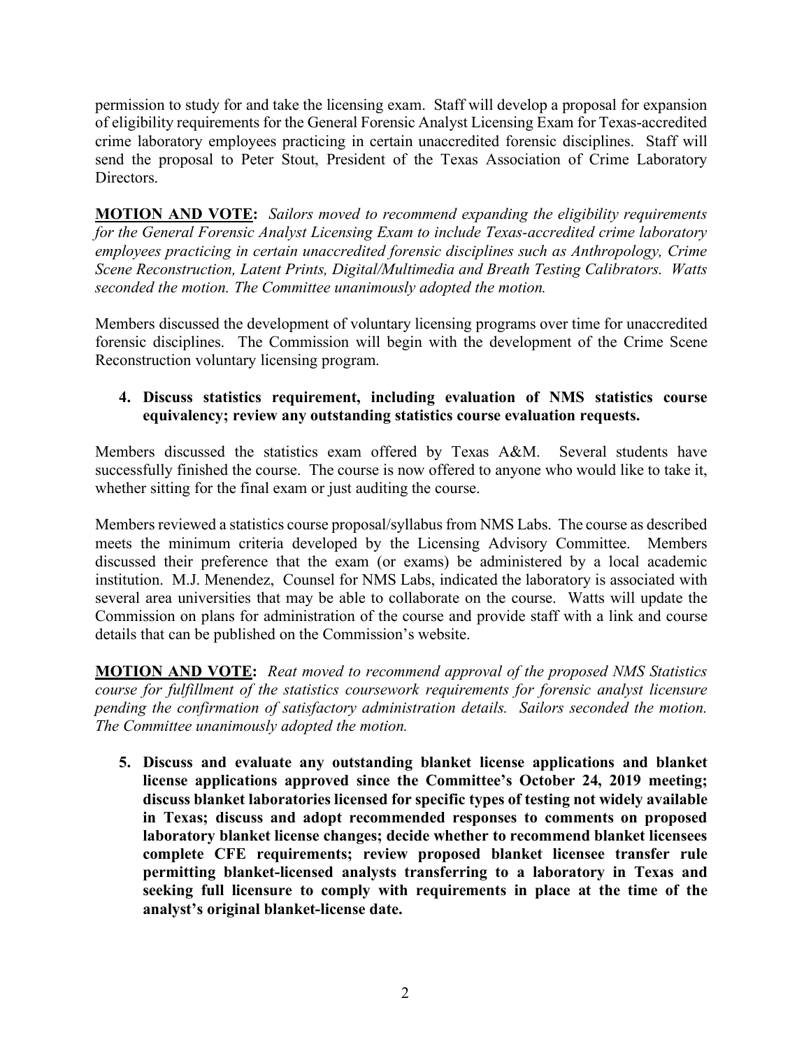permission to study for and take the licensing exam. Staff will develop a proposal for expansion of eligibility requirements for the General Forensic Analyst Licensing Exam for Texas-accredited crime laboratory employees practicing in certain unaccredited forensic disciplines. Staff will send the proposal to Peter Stout, President of the Texas Association of Crime Laboratory Directors.

**MOTION AND VOTE:** *Sailors moved to recommend expanding the eligibility requirements for the General Forensic Analyst Licensing Exam to include Texas-accredited crime laboratory employees practicing in certain unaccredited forensic disciplines such as Anthropology, Crime Scene Reconstruction, Latent Prints, Digital/Multimedia and Breath Testing Calibrators. Watts seconded the motion. The Committee unanimously adopted the motion.*

Members discussed the development of voluntary licensing programs over time for unaccredited forensic disciplines. The Commission will begin with the development of the Crime Scene Reconstruction voluntary licensing program.

**4. Discuss statistics requirement, including evaluation of NMS statistics course equivalency; review any outstanding statistics course evaluation requests.**

Members discussed the statistics exam offered by Texas A&M. Several students have successfully finished the course. The course is now offered to anyone who would like to take it, whether sitting for the final exam or just auditing the course.

Members reviewed a statistics course proposal/syllabus from NMS Labs. The course as described meets the minimum criteria developed by the Licensing Advisory Committee. Members discussed their preference that the exam (or exams) be administered by a local academic institution. M.J. Menendez, Counsel for NMS Labs, indicated the laboratory is associated with several area universities that may be able to collaborate on the course. Watts will update the Commission on plans for administration of the course and provide staff with a link and course details that can be published on the Commission's website.

**MOTION AND VOTE:** *Reat moved to recommend approval of the proposed NMS Statistics course for fulfillment of the statistics coursework requirements for forensic analyst licensure pending the confirmation of satisfactory administration details. Sailors seconded the motion. The Committee unanimously adopted the motion.*

**5. Discuss and evaluate any outstanding blanket license applications and blanket license applications approved since the Committee's October 24, 2019 meeting; discuss blanket laboratories licensed for specific types of testing not widely available in Texas; discuss and adopt recommended responses to comments on proposed laboratory blanket license changes; decide whether to recommend blanket licensees complete CFE requirements; review proposed blanket licensee transfer rule permitting blanket-licensed analysts transferring to a laboratory in Texas and seeking full licensure to comply with requirements in place at the time of the analyst's original blanket-license date.**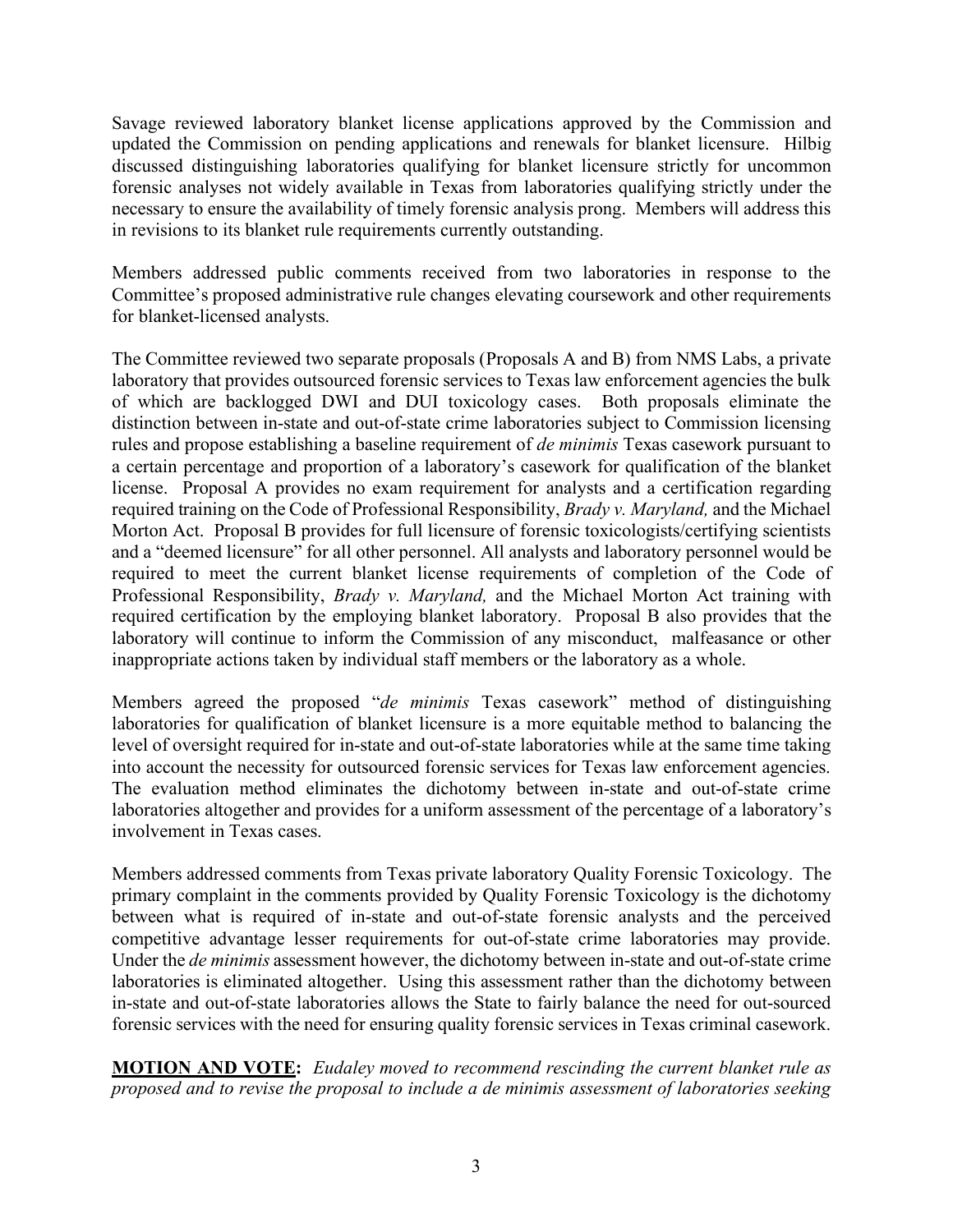Savage reviewed laboratory blanket license applications approved by the Commission and updated the Commission on pending applications and renewals for blanket licensure. Hilbig discussed distinguishing laboratories qualifying for blanket licensure strictly for uncommon forensic analyses not widely available in Texas from laboratories qualifying strictly under the necessary to ensure the availability of timely forensic analysis prong. Members will address this in revisions to its blanket rule requirements currently outstanding.

Members addressed public comments received from two laboratories in response to the Committee's proposed administrative rule changes elevating coursework and other requirements for blanket-licensed analysts.

The Committee reviewed two separate proposals (Proposals A and B) from NMS Labs, a private laboratory that provides outsourced forensic services to Texas law enforcement agencies the bulk of which are backlogged DWI and DUI toxicology cases. Both proposals eliminate the distinction between in-state and out-of-state crime laboratories subject to Commission licensing rules and propose establishing a baseline requirement of *de minimis* Texas casework pursuant to a certain percentage and proportion of a laboratory's casework for qualification of the blanket license. Proposal A provides no exam requirement for analysts and a certification regarding required training on the Code of Professional Responsibility, *Brady v. Maryland,* and the Michael Morton Act. Proposal B provides for full licensure of forensic toxicologists/certifying scientists and a "deemed licensure" for all other personnel. All analysts and laboratory personnel would be required to meet the current blanket license requirements of completion of the Code of Professional Responsibility, *Brady v. Maryland,* and the Michael Morton Act training with required certification by the employing blanket laboratory. Proposal B also provides that the laboratory will continue to inform the Commission of any misconduct, malfeasance or other inappropriate actions taken by individual staff members or the laboratory as a whole.

Members agreed the proposed "*de minimis* Texas casework" method of distinguishing laboratories for qualification of blanket licensure is a more equitable method to balancing the level of oversight required for in-state and out-of-state laboratories while at the same time taking into account the necessity for outsourced forensic services for Texas law enforcement agencies. The evaluation method eliminates the dichotomy between in-state and out-of-state crime laboratories altogether and provides for a uniform assessment of the percentage of a laboratory's involvement in Texas cases.

Members addressed comments from Texas private laboratory Quality Forensic Toxicology. The primary complaint in the comments provided by Quality Forensic Toxicology is the dichotomy between what is required of in-state and out-of-state forensic analysts and the perceived competitive advantage lesser requirements for out-of-state crime laboratories may provide. Under the *de minimis* assessment however, the dichotomy between in-state and out-of-state crime laboratories is eliminated altogether. Using this assessment rather than the dichotomy between in-state and out-of-state laboratories allows the State to fairly balance the need for out-sourced forensic services with the need for ensuring quality forensic services in Texas criminal casework.

**MOTION AND VOTE:** *Eudaley moved to recommend rescinding the current blanket rule as proposed and to revise the proposal to include a de minimis assessment of laboratories seeking*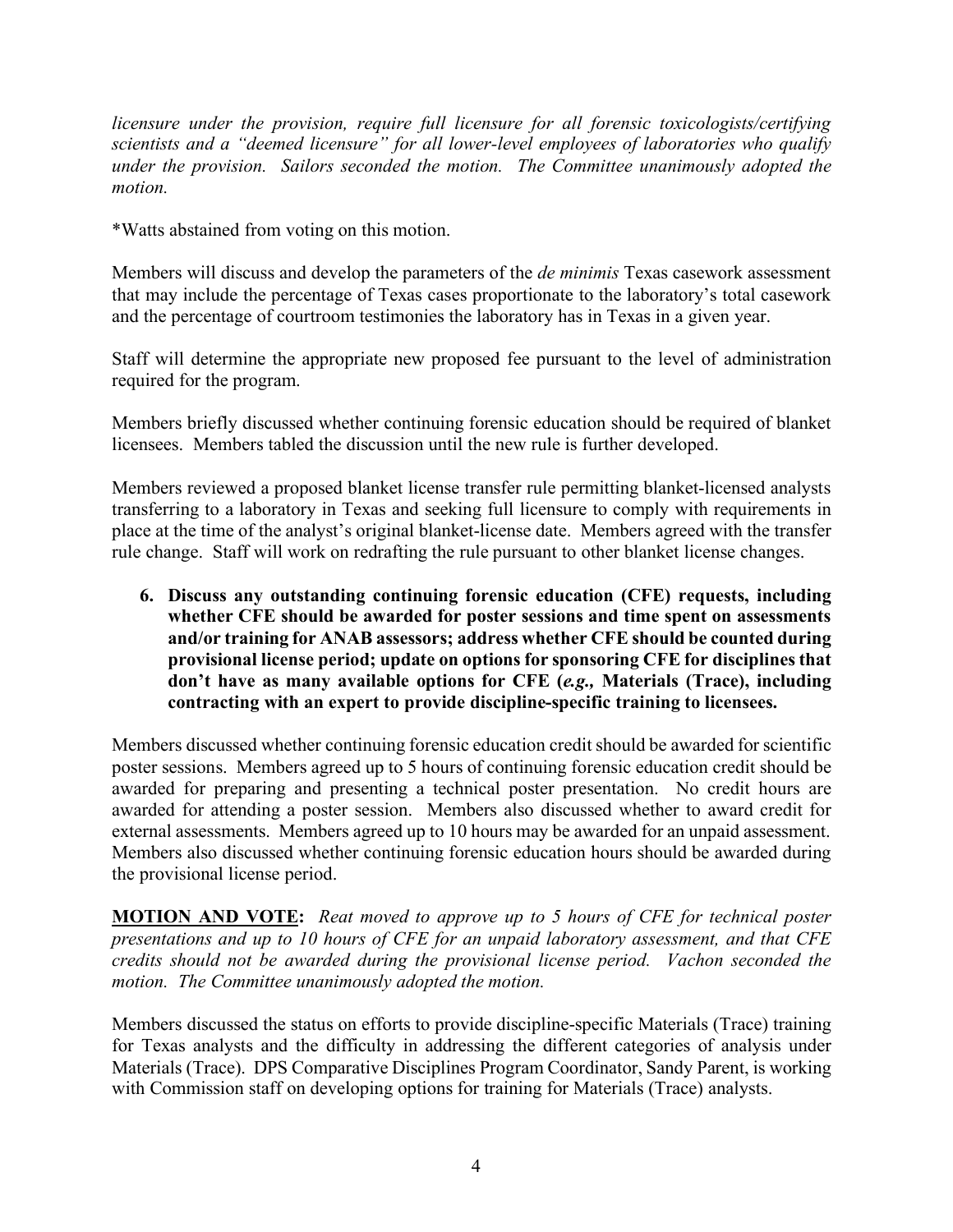*licensure under the provision, require full licensure for all forensic toxicologists/certifying scientists and a "deemed licensure" for all lower-level employees of laboratories who qualify under the provision. Sailors seconded the motion. The Committee unanimously adopted the motion.*

*Watts abstained from voting on this motion.

Members will discuss and develop the parameters of the *de minimis* Texas casework assessment that may include the percentage of Texas cases proportionate to the laboratory's total casework and the percentage of courtroom testimonies the laboratory has in Texas in a given year.

Staff will determine the appropriate new proposed fee pursuant to the level of administration required for the program.

Members briefly discussed whether continuing forensic education should be required of blanket licensees. Members tabled the discussion until the new rule is further developed.

Members reviewed a proposed blanket license transfer rule permitting blanket-licensed analysts transferring to a laboratory in Texas and seeking full licensure to comply with requirements in place at the time of the analyst's original blanket-license date. Members agreed with the transfer rule change. Staff will work on redrafting the rule pursuant to other blanket license changes.

**6. Discuss any outstanding continuing forensic education (CFE) requests, including whether CFE should be awarded for poster sessions and time spent on assessments and/or training for ANAB assessors; address whether CFE should be counted during provisional license period; update on options for sponsoring CFE for disciplines that don't have as many available options for CFE (*e.g.,* Materials (Trace), including contracting with an expert to provide discipline-specific training to licensees.**

Members discussed whether continuing forensic education credit should be awarded for scientific poster sessions. Members agreed up to 5 hours of continuing forensic education credit should be awarded for preparing and presenting a technical poster presentation. No credit hours are awarded for attending a poster session. Members also discussed whether to award credit for external assessments. Members agreed up to 10 hours may be awarded for an unpaid assessment. Members also discussed whether continuing forensic education hours should be awarded during the provisional license period.

**<u>MOTION AND VOTE</u>:** *Reat moved to approve up to 5 hours of CFE for technical poster presentations and up to 10 hours of CFE for an unpaid laboratory assessment, and that CFE credits should not be awarded during the provisional license period. Vachon seconded the motion. The Committee unanimously adopted the motion.*

Members discussed the status on efforts to provide discipline-specific Materials (Trace) training for Texas analysts and the difficulty in addressing the different categories of analysis under Materials (Trace). DPS Comparative Disciplines Program Coordinator, Sandy Parent, is working with Commission staff on developing options for training for Materials (Trace) analysts.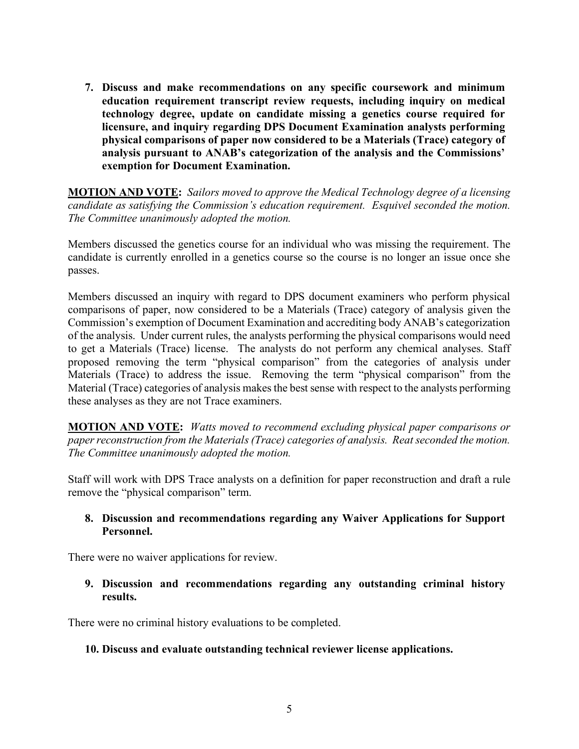**7. Discuss and make recommendations on any specific coursework and minimum education requirement transcript review requests, including inquiry on medical technology degree, update on candidate missing a genetics course required for licensure, and inquiry regarding DPS Document Examination analysts performing physical comparisons of paper now considered to be a Materials (Trace) category of analysis pursuant to ANAB's categorization of the analysis and the Commissions' exemption for Document Examination.**

**MOTION AND VOTE:** *Sailors moved to approve the Medical Technology degree of a licensing candidate as satisfying the Commission's education requirement. Esquivel seconded the motion. The Committee unanimously adopted the motion.*

Members discussed the genetics course for an individual who was missing the requirement. The candidate is currently enrolled in a genetics course so the course is no longer an issue once she passes.

Members discussed an inquiry with regard to DPS document examiners who perform physical comparisons of paper, now considered to be a Materials (Trace) category of analysis given the Commission's exemption of Document Examination and accrediting body ANAB's categorization of the analysis. Under current rules, the analysts performing the physical comparisons would need to get a Materials (Trace) license. The analysts do not perform any chemical analyses. Staff proposed removing the term "physical comparison" from the categories of analysis under Materials (Trace) to address the issue. Removing the term "physical comparison" from the Material (Trace) categories of analysis makes the best sense with respect to the analysts performing these analyses as they are not Trace examiners.

**MOTION AND VOTE:** *Watts moved to recommend excluding physical paper comparisons or paper reconstruction from the Materials (Trace) categories of analysis. Reat seconded the motion. The Committee unanimously adopted the motion.*

Staff will work with DPS Trace analysts on a definition for paper reconstruction and draft a rule remove the "physical comparison" term.

**8. Discussion and recommendations regarding any Waiver Applications for Support Personnel.**

There were no waiver applications for review.

**9. Discussion and recommendations regarding any outstanding criminal history results.**

There were no criminal history evaluations to be completed.

**10. Discuss and evaluate outstanding technical reviewer license applications.**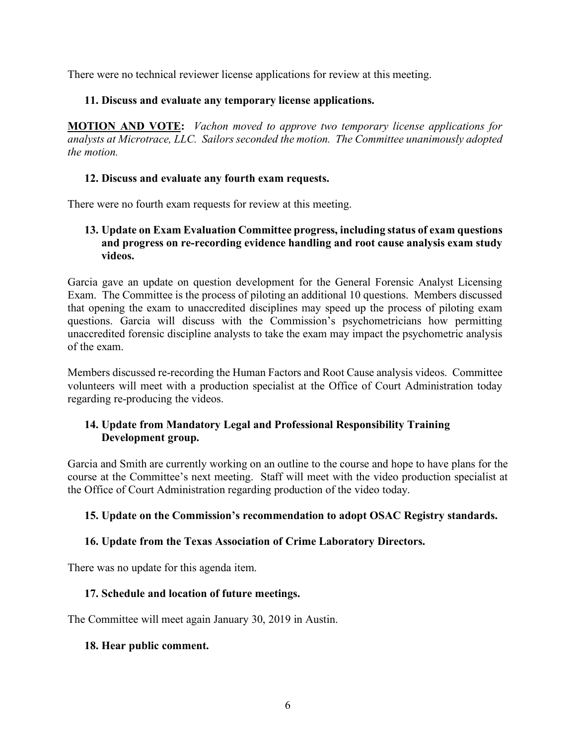There were no technical reviewer license applications for review at this meeting.

### 11. Discuss and evaluate any temporary license applications.

**MOTION AND VOTE:** *Vachon moved to approve two temporary license applications for analysts at Microtrace, LLC. Sailors seconded the motion. The Committee unanimously adopted the motion.*

### 12. Discuss and evaluate any fourth exam requests.

There were no fourth exam requests for review at this meeting.

### 13. Update on Exam Evaluation Committee progress, including status of exam questions and progress on re-recording evidence handling and root cause analysis exam study videos.

Garcia gave an update on question development for the General Forensic Analyst Licensing Exam. The Committee is the process of piloting an additional 10 questions. Members discussed that opening the exam to unaccredited disciplines may speed up the process of piloting exam questions. Garcia will discuss with the Commission's psychometricians how permitting unaccredited forensic discipline analysts to take the exam may impact the psychometric analysis of the exam.

Members discussed re-recording the Human Factors and Root Cause analysis videos. Committee volunteers will meet with a production specialist at the Office of Court Administration today regarding re-producing the videos.

### 14. Update from Mandatory Legal and Professional Responsibility Training Development group.

Garcia and Smith are currently working on an outline to the course and hope to have plans for the course at the Committee's next meeting. Staff will meet with the video production specialist at the Office of Court Administration regarding production of the video today.

### 15. Update on the Commission's recommendation to adopt OSAC Registry standards.

### 16. Update from the Texas Association of Crime Laboratory Directors.

There was no update for this agenda item.

### 17. Schedule and location of future meetings.

The Committee will meet again January 30, 2019 in Austin.

### 18. Hear public comment.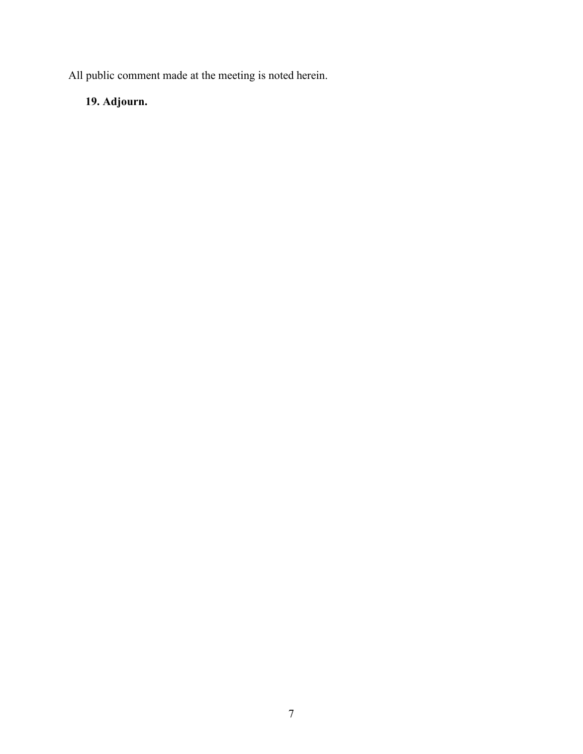All public comment made at the meeting is noted herein.

**19. Adjourn.**